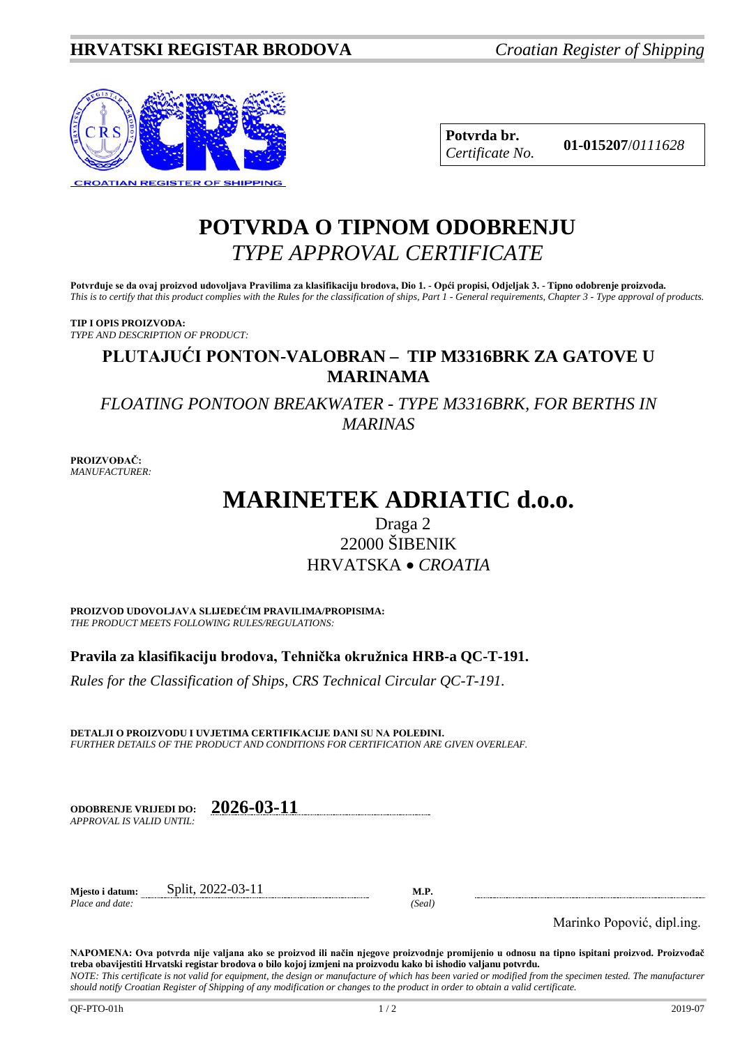**HRVATSKI REGISTAR BRODOVA** *Croatian Register of Shipping*

| **Potvrda br.** *Certificate No.* | **01-015207**/*0111628* |
|---|---|

# POTVRDA O TIPNOM ODOBRENJU
# *TYPE APPROVAL CERTIFICATE*

**Potvrđuje se da ovaj proizvod udovoljava Pravilima za klasifikaciju brodova, Dio 1. - Opći propisi, Odjeljak 3. - Tipno odobrenje proizvoda.**
*This is to certify that this product complies with the Rules for the classification of ships, Part 1 - General requirements, Chapter 3 - Type approval of products.*

**TIP I OPIS PROIZVODA:**
*TYPE AND DESCRIPTION OF PRODUCT:*

## PLUTAJUĆI PONTON-VALOBRAN – TIP M3316BRK ZA GATOVE U MARINAMA

## *FLOATING PONTOON BREAKWATER - TYPE M3316BRK, FOR BERTHS IN MARINAS*

**PROIZVOĐAČ:**
*MANUFACTURER:*

# MARINETEK ADRIATIC d.o.o.

Draga 2
22000 ŠIBENIK
HRVATSKA • *CROATIA*

**PROIZVOD UDOVOLJAVA SLIJEDEĆIM PRAVILIMA/PROPISIMA:**
*THE PRODUCT MEETS FOLLOWING RULES/REGULATIONS:*

**Pravila za klasifikaciju brodova, Tehnička okružnica HRB-a QC-T-191.**

*Rules for the Classification of Ships, CRS Technical Circular QC-T-191.*

**DETALJI O PROIZVODU I UVJETIMA CERTIFIKACIJE DANI SU NA POLEĐINI.**
*FURTHER DETAILS OF THE PRODUCT AND CONDITIONS FOR CERTIFICATION ARE GIVEN OVERLEAF.*

**ODOBRENJE VRIJEDI DO:** **2026-03-11**
*APPROVAL IS VALID UNTIL:*

**Mjesto i datum:** Split, 2022-03-11
*Place and date:*

**M.P.**
*(Seal)*

Marinko Popović, dipl.ing.

**NAPOMENA: Ova potvrda nije valjana ako se proizvod ili način njegove proizvodnje promijenio u odnosu na tipno ispitani proizvod. Proizvođač treba obavijestiti Hrvatski registar brodova o bilo kojoj izmjeni na proizvodu kako bi ishodio valjanu potvrdu.**
*NOTE: This certificate is not valid for equipment, the design or manufacture of which has been varied or modified from the specimen tested. The manufacturer should notify Croatian Register of Shipping of any modification or changes to the product in order to obtain a valid certificate.*

QF-PTO-01h 2019-07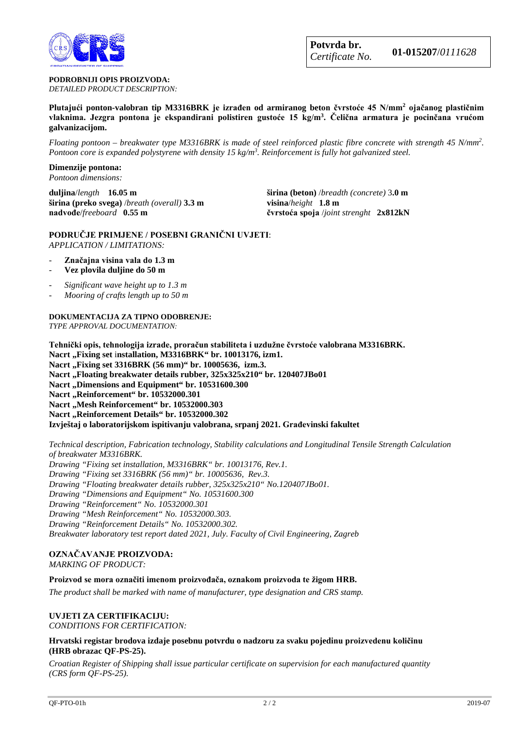**Potvrda br.** *Certificate No.* **01-015207**/*0111628*

**PODROBNIJI OPIS PROIZVODA:**
*DETAILED PRODUCT DESCRIPTION:*

**Plutajući ponton-valobran tip M3316BRK je izrađen od armiranog beton čvrstoće 45 N/mm$^2$ ojačanog plastičnim vlaknima. Jezgra pontona je ekspandirani polistiren gustoće 15 kg/m$^3$. Čelična armatura je pocinčana vrućom galvanizacijom.**

*Floating pontoon – breakwater type M3316BRK is made of steel reinforced plastic fibre concrete with strength 45 N/mm$^2$. Pontoon core is expanded polystyrene with density 15 kg/m$^3$. Reinforcement is fully hot galvanized steel.*

**Dimenzije pontona:**
*Pontoon dimensions:*

**duljina**/*length* **16.05 m**
**širina (preko svega)** /*breath (overall)* **3.3 m**
**nadvođe**/*freeboard* **0.55 m**
**širina (beton)** /*breadth (concrete)* 3**.0 m**
**visina**/*height* **1.8 m**
**čvrstoća spoja** /*joint strenght* **2x812kN**

**PODRUČJE PRIMJENE / POSEBNI GRANIČNI UVJETI**:
*APPLICATION / LIMITATIONS:*

- **Značajna visina vala do 1.3 m**
- **Vez plovila duljine do 50 m**

- *Significant wave height up to 1.3 m*
- *Mooring of crafts length up to 50 m*

**DOKUMENTACIJA ZA TIPNO ODOBRENJE:**
*TYPE APPROVAL DOCUMENTATION:*

**Tehnički opis, tehnologija izrade, proračun stabiliteta i uzdužne čvrstoće valobrana M3316BRK.**
**Nacrt „Fixing set installation, M3316BRK“ br. 10013176, izm1.**
**Nacrt „Fixing set 3316BRK (56 mm)“ br. 10005636, izm.3.**
**Nacrt „Floating breakwater details rubber, 325x325x210“ br. 120407JBo01**
**Nacrt „Dimensions and Equipment“ br. 10531600.300**
**Nacrt „Reinforcement“ br. 10532000.301**
**Nacrt „Mesh Reinforcement“ br. 10532000.303**
**Nacrt „Reinforcement Details“ br. 10532000.302**
**Izvještaj o laboratorijskom ispitivanju valobrana, srpanj 2021. Građevinski fakultet**

*Technical description, Fabrication technology, Stability calculations and Longitudinal Tensile Strength Calculation of breakwater M3316BRK.*
*Drawing “Fixing set installation, M3316BRK“ br. 10013176, Rev.1.*
*Drawing “Fixing set 3316BRK (56 mm)“ br. 10005636, Rev.3.*
*Drawing “Floating breakwater details rubber, 325x325x210“ No.120407JBo01.*
*Drawing “Dimensions and Equipment“ No. 10531600.300*
*Drawing “Reinforcement“ No. 10532000.301*
*Drawing “Mesh Reinforcement“ No. 10532000.303.*
*Drawing “Reinforcement Details“ No. 10532000.302.*
*Breakwater laboratory test report dated 2021, July. Faculty of Civil Engineering, Zagreb*

**OZNAČAVANJE PROIZVODA:**
*MARKING OF PRODUCT:*

**Proizvod se mora označiti imenom proizvođača, oznakom proizvoda te žigom HRB.**

*The product shall be marked with name of manufacturer, type designation and CRS stamp.*

**UVJETI ZA CERTIFIKACIJU:**
*CONDITIONS FOR CERTIFICATION:*

**Hrvatski registar brodova izdaje posebnu potvrdu o nadzoru za svaku pojedinu proizvedenu količinu (HRB obrazac QF-PS-25).**

*Croatian Register of Shipping shall issue particular certificate on supervision for each manufactured quantity (CRS form QF-PS-25).*